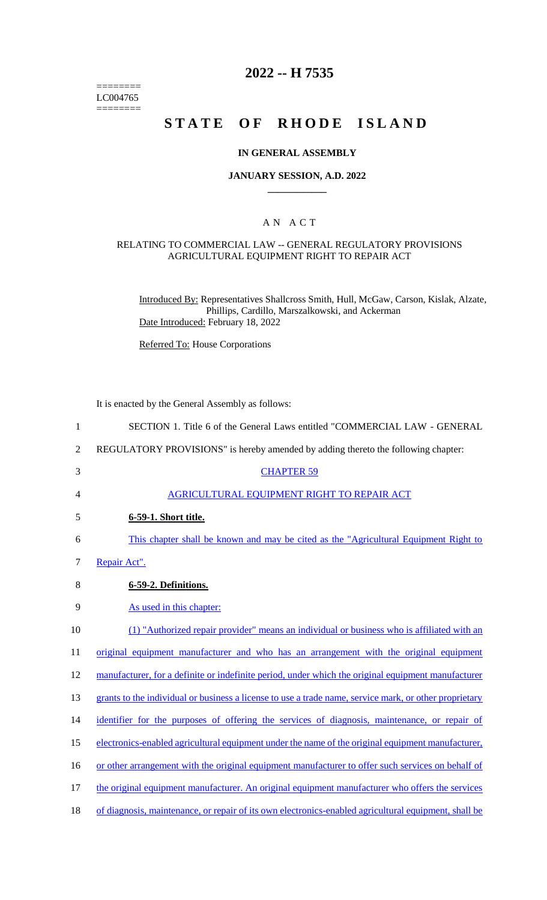========
LC004765
========

# 2022 -- H 7535

# STATE OF RHODE ISLAND

### IN GENERAL ASSEMBLY

### JANUARY SESSION, A.D. 2022

## A N A C T

### RELATING TO COMMERCIAL LAW -- GENERAL REGULATORY PROVISIONS AGRICULTURAL EQUIPMENT RIGHT TO REPAIR ACT

Introduced By: Representatives Shallcross Smith, Hull, McGaw, Carson, Kislak, Alzate, Phillips, Cardillo, Marszalkowski, and Ackerman

Date Introduced: February 18, 2022

Referred To: House Corporations

It is enacted by the General Assembly as follows:

1 SECTION 1. Title 6 of the General Laws entitled "COMMERCIAL LAW - GENERAL
2 REGULATORY PROVISIONS" is hereby amended by adding thereto the following chapter:

3 CHAPTER 59

4 AGRICULTURAL EQUIPMENT RIGHT TO REPAIR ACT

5 **6-59-1. Short title.**

6 This chapter shall be known and may be cited as the "Agricultural Equipment Right to
7 Repair Act".

8 **6-59-2. Definitions.**

9 As used in this chapter:

10 (1) "Authorized repair provider" means an individual or business who is affiliated with an
11 original equipment manufacturer and who has an arrangement with the original equipment
12 manufacturer, for a definite or indefinite period, under which the original equipment manufacturer
13 grants to the individual or business a license to use a trade name, service mark, or other proprietary
14 identifier for the purposes of offering the services of diagnosis, maintenance, or repair of
15 electronics-enabled agricultural equipment under the name of the original equipment manufacturer,
16 or other arrangement with the original equipment manufacturer to offer such services on behalf of
17 the original equipment manufacturer. An original equipment manufacturer who offers the services
18 of diagnosis, maintenance, or repair of its own electronics-enabled agricultural equipment, shall be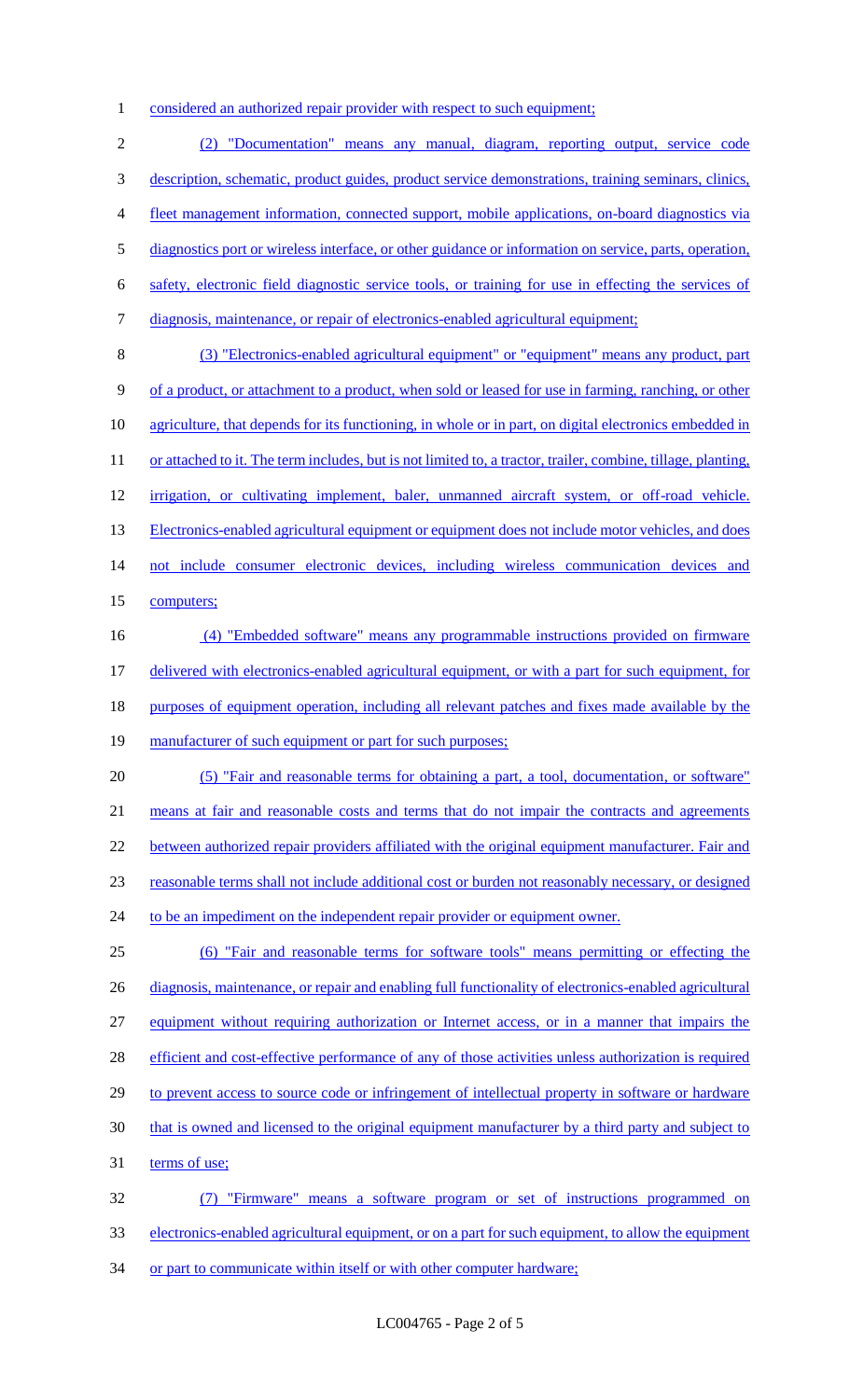considered an authorized repair provider with respect to such equipment;

(2) "Documentation" means any manual, diagram, reporting output, service code description, schematic, product guides, product service demonstrations, training seminars, clinics, fleet management information, connected support, mobile applications, on-board diagnostics via diagnostics port or wireless interface, or other guidance or information on service, parts, operation, safety, electronic field diagnostic service tools, or training for use in effecting the services of diagnosis, maintenance, or repair of electronics-enabled agricultural equipment;

(3) "Electronics-enabled agricultural equipment" or "equipment" means any product, part of a product, or attachment to a product, when sold or leased for use in farming, ranching, or other agriculture, that depends for its functioning, in whole or in part, on digital electronics embedded in or attached to it. The term includes, but is not limited to, a tractor, trailer, combine, tillage, planting, irrigation, or cultivating implement, baler, unmanned aircraft system, or off-road vehicle. Electronics-enabled agricultural equipment or equipment does not include motor vehicles, and does not include consumer electronic devices, including wireless communication devices and computers;

(4) "Embedded software" means any programmable instructions provided on firmware delivered with electronics-enabled agricultural equipment, or with a part for such equipment, for purposes of equipment operation, including all relevant patches and fixes made available by the manufacturer of such equipment or part for such purposes;

(5) "Fair and reasonable terms for obtaining a part, a tool, documentation, or software" means at fair and reasonable costs and terms that do not impair the contracts and agreements between authorized repair providers affiliated with the original equipment manufacturer. Fair and reasonable terms shall not include additional cost or burden not reasonably necessary, or designed to be an impediment on the independent repair provider or equipment owner.

(6) "Fair and reasonable terms for software tools" means permitting or effecting the diagnosis, maintenance, or repair and enabling full functionality of electronics-enabled agricultural equipment without requiring authorization or Internet access, or in a manner that impairs the efficient and cost-effective performance of any of those activities unless authorization is required to prevent access to source code or infringement of intellectual property in software or hardware that is owned and licensed to the original equipment manufacturer by a third party and subject to terms of use;

(7) "Firmware" means a software program or set of instructions programmed on electronics-enabled agricultural equipment, or on a part for such equipment, to allow the equipment or part to communicate within itself or with other computer hardware;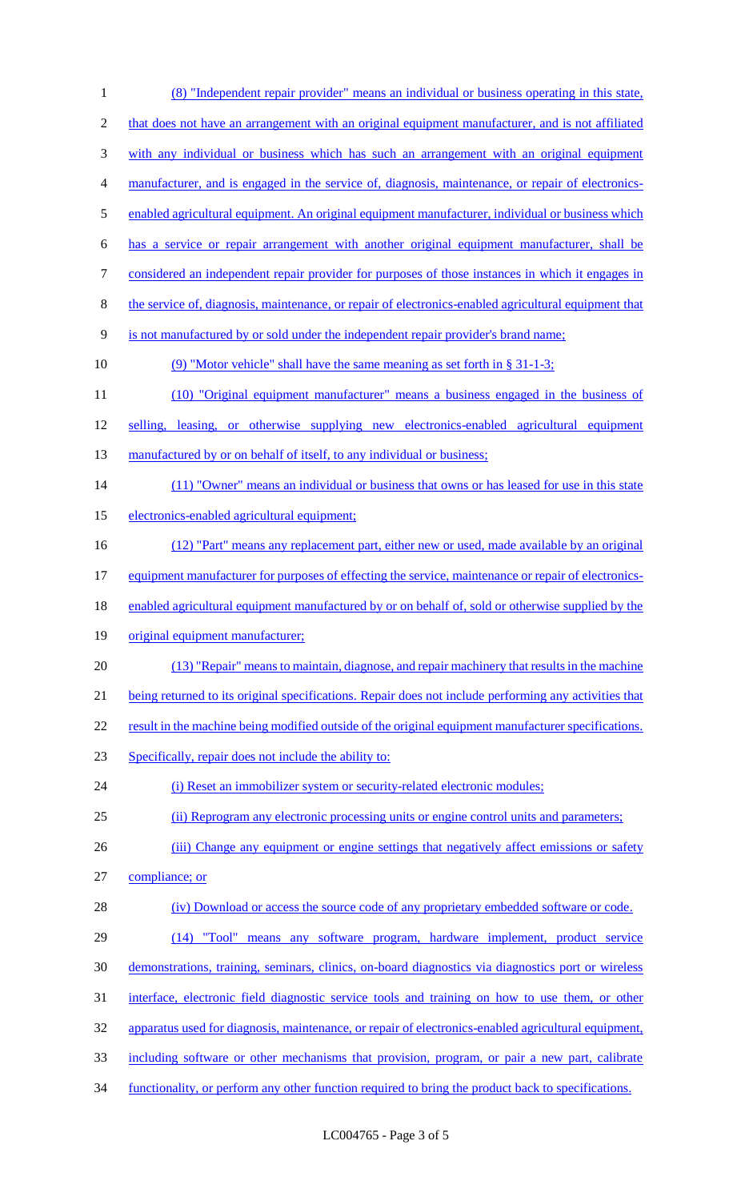(8) "Independent repair provider" means an individual or business operating in this state, that does not have an arrangement with an original equipment manufacturer, and is not affiliated with any individual or business which has such an arrangement with an original equipment manufacturer, and is engaged in the service of, diagnosis, maintenance, or repair of electronics-enabled agricultural equipment. An original equipment manufacturer, individual or business which has a service or repair arrangement with another original equipment manufacturer, shall be considered an independent repair provider for purposes of those instances in which it engages in the service of, diagnosis, maintenance, or repair of electronics-enabled agricultural equipment that is not manufactured by or sold under the independent repair provider's brand name;

(9) "Motor vehicle" shall have the same meaning as set forth in § 31-1-3;

(10) "Original equipment manufacturer" means a business engaged in the business of selling, leasing, or otherwise supplying new electronics-enabled agricultural equipment manufactured by or on behalf of itself, to any individual or business;

(11) "Owner" means an individual or business that owns or has leased for use in this state electronics-enabled agricultural equipment;

(12) "Part" means any replacement part, either new or used, made available by an original equipment manufacturer for purposes of effecting the service, maintenance or repair of electronics-enabled agricultural equipment manufactured by or on behalf of, sold or otherwise supplied by the original equipment manufacturer;

(13) "Repair" means to maintain, diagnose, and repair machinery that results in the machine being returned to its original specifications. Repair does not include performing any activities that result in the machine being modified outside of the original equipment manufacturer specifications. Specifically, repair does not include the ability to:

(i) Reset an immobilizer system or security-related electronic modules;

(ii) Reprogram any electronic processing units or engine control units and parameters;

(iii) Change any equipment or engine settings that negatively affect emissions or safety compliance; or

(iv) Download or access the source code of any proprietary embedded software or code.

(14) "Tool" means any software program, hardware implement, product service demonstrations, training, seminars, clinics, on-board diagnostics via diagnostics port or wireless interface, electronic field diagnostic service tools and training on how to use them, or other apparatus used for diagnosis, maintenance, or repair of electronics-enabled agricultural equipment, including software or other mechanisms that provision, program, or pair a new part, calibrate functionality, or perform any other function required to bring the product back to specifications.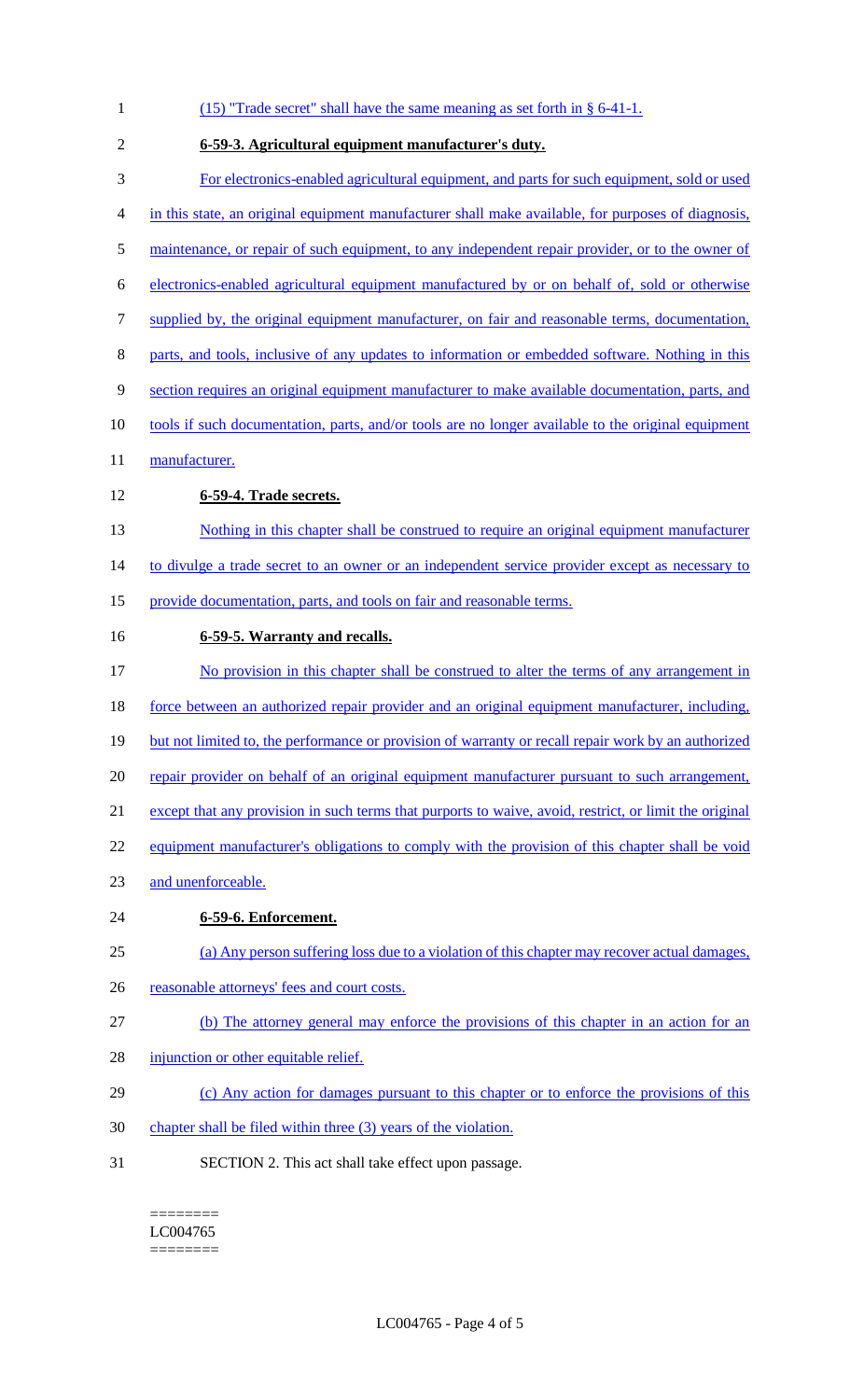(15) "Trade secret" shall have the same meaning as set forth in § 6-41-1.

**6-59-3. Agricultural equipment manufacturer's duty.**

For electronics-enabled agricultural equipment, and parts for such equipment, sold or used in this state, an original equipment manufacturer shall make available, for purposes of diagnosis, maintenance, or repair of such equipment, to any independent repair provider, or to the owner of electronics-enabled agricultural equipment manufactured by or on behalf of, sold or otherwise supplied by, the original equipment manufacturer, on fair and reasonable terms, documentation, parts, and tools, inclusive of any updates to information or embedded software. Nothing in this section requires an original equipment manufacturer to make available documentation, parts, and tools if such documentation, parts, and/or tools are no longer available to the original equipment manufacturer.

**6-59-4. Trade secrets.**

Nothing in this chapter shall be construed to require an original equipment manufacturer to divulge a trade secret to an owner or an independent service provider except as necessary to provide documentation, parts, and tools on fair and reasonable terms.

**6-59-5. Warranty and recalls.**

No provision in this chapter shall be construed to alter the terms of any arrangement in force between an authorized repair provider and an original equipment manufacturer, including, but not limited to, the performance or provision of warranty or recall repair work by an authorized repair provider on behalf of an original equipment manufacturer pursuant to such arrangement, except that any provision in such terms that purports to waive, avoid, restrict, or limit the original equipment manufacturer's obligations to comply with the provision of this chapter shall be void and unenforceable.

**6-59-6. Enforcement.**

(a) Any person suffering loss due to a violation of this chapter may recover actual damages, reasonable attorneys' fees and court costs.

(b) The attorney general may enforce the provisions of this chapter in an action for an injunction or other equitable relief.

(c) Any action for damages pursuant to this chapter or to enforce the provisions of this chapter shall be filed within three (3) years of the violation.

SECTION 2. This act shall take effect upon passage.

========
LC004765
========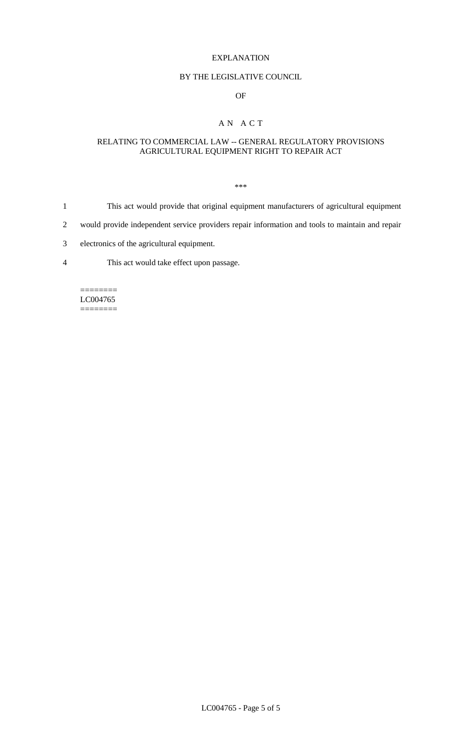EXPLANATION

BY THE LEGISLATIVE COUNCIL

OF

A N A C T

RELATING TO COMMERCIAL LAW -- GENERAL REGULATORY PROVISIONS
AGRICULTURAL EQUIPMENT RIGHT TO REPAIR ACT

\*\*\*

1 This act would provide that original equipment manufacturers of agricultural equipment
2 would provide independent service providers repair information and tools to maintain and repair
3 electronics of the agricultural equipment.
4 This act would take effect upon passage.

========
LC004765
========